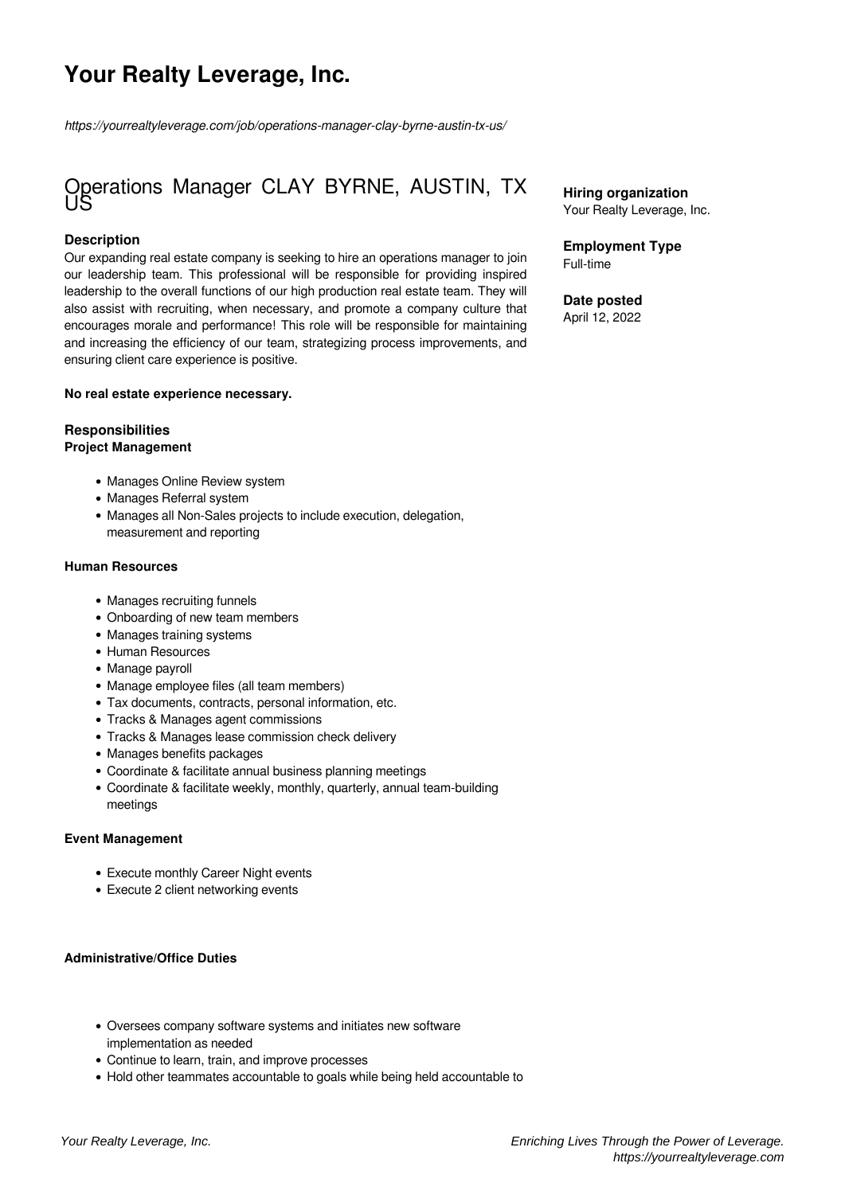# Your Realty Leverage, Inc.

*https://yourrealtyleverage.com/job/operations-manager-clay-byrne-austin-tx-us/*

## Operations Manager CLAY BYRNE, AUSTIN, TX US

**Hiring organization**
Your Realty Leverage, Inc.

**Employment Type**
Full-time

**Date posted**
April 12, 2022

### Description

Our expanding real estate company is seeking to hire an operations manager to join our leadership team. This professional will be responsible for providing inspired leadership to the overall functions of our high production real estate team. They will also assist with recruiting, when necessary, and promote a company culture that encourages morale and performance! This role will be responsible for maintaining and increasing the efficiency of our team, strategizing process improvements, and ensuring client care experience is positive.

**No real estate experience necessary.**

### Responsibilities

**Project Management**

- Manages Online Review system
- Manages Referral system
- Manages all Non-Sales projects to include execution, delegation, measurement and reporting

**Human Resources**

- Manages recruiting funnels
- Onboarding of new team members
- Manages training systems
- Human Resources
- Manage payroll
- Manage employee files (all team members)
- Tax documents, contracts, personal information, etc.
- Tracks & Manages agent commissions
- Tracks & Manages lease commission check delivery
- Manages benefits packages
- Coordinate & facilitate annual business planning meetings
- Coordinate & facilitate weekly, monthly, quarterly, annual team-building meetings

**Event Management**

- Execute monthly Career Night events
- Execute 2 client networking events

**Administrative/Office Duties**

- Oversees company software systems and initiates new software implementation as needed
- Continue to learn, train, and improve processes
- Hold other teammates accountable to goals while being held accountable to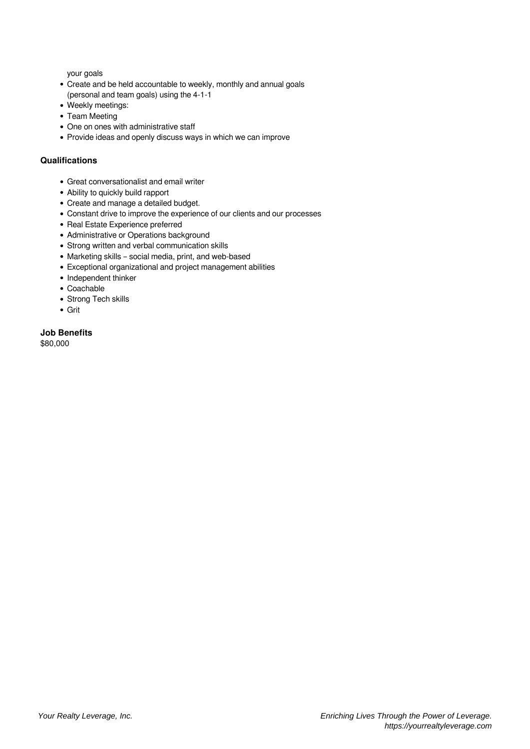your goals

- Create and be held accountable to weekly, monthly and annual goals (personal and team goals) using the 4-1-1
- Weekly meetings:
- Team Meeting
- One on ones with administrative staff
- Provide ideas and openly discuss ways in which we can improve

**Qualifications**

- Great conversationalist and email writer
- Ability to quickly build rapport
- Create and manage a detailed budget.
- Constant drive to improve the experience of our clients and our processes
- Real Estate Experience preferred
- Administrative or Operations background
- Strong written and verbal communication skills
- Marketing skills – social media, print, and web-based
- Exceptional organizational and project management abilities
- Independent thinker
- Coachable
- Strong Tech skills
- Grit

**Job Benefits**

$80,000